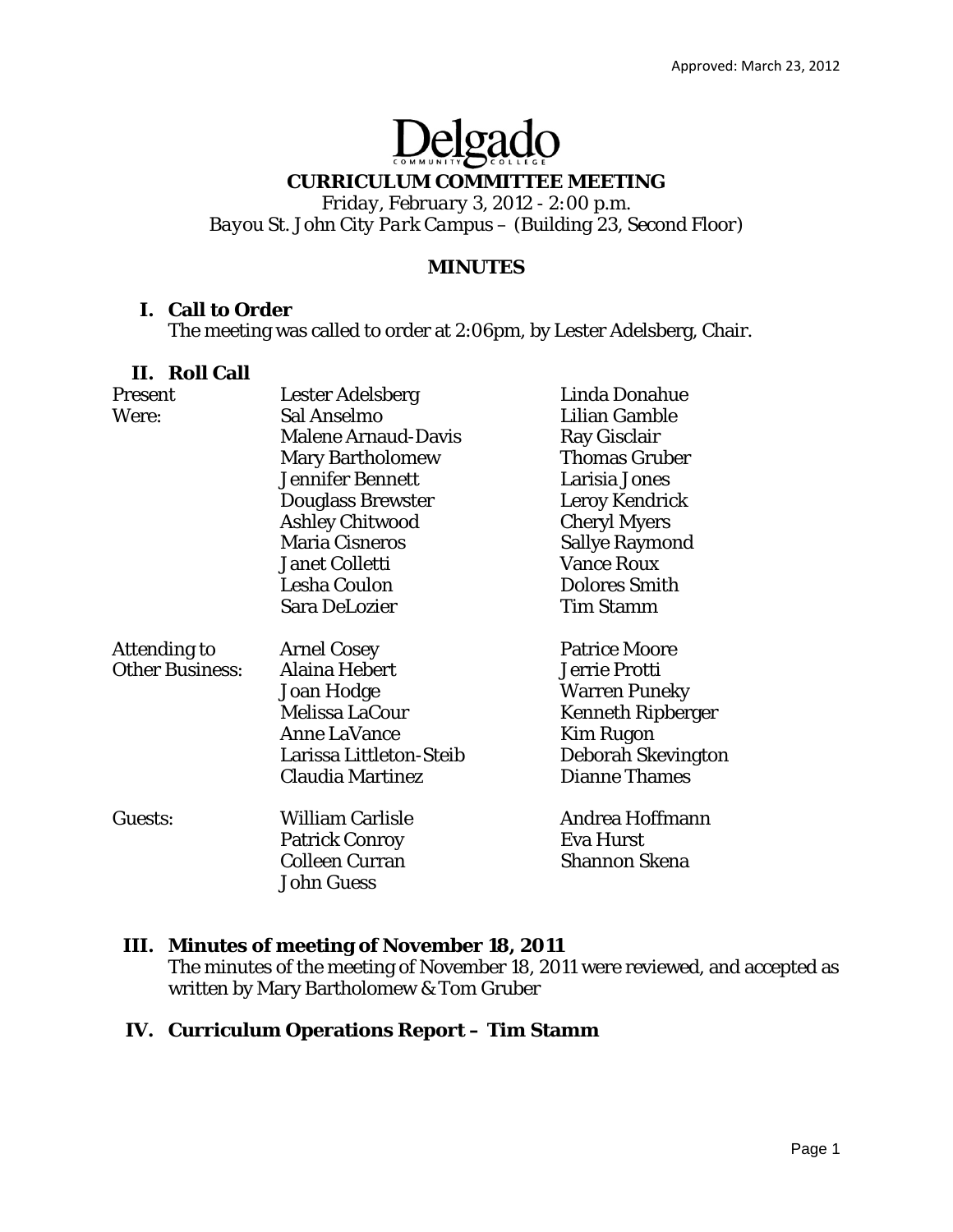Approved: March 23, 2012

# Delgado

COMMUNITY COLLEGE

## CURRICULUM COMMITTEE MEETING

*Friday, February 3, 2012 - 2:00 p.m.*
*Bayou St. John City Park Campus – (Building 23, Second Floor)*

### MINUTES

### I. Call to Order

The meeting was called to order at 2:06pm, by Lester Adelsberg, Chair.

### II. Roll Call

| | | |
|---|---|---|
| Present Were: | Lester Adelsberg | Linda Donahue |
| | Sal Anselmo | Lilian Gamble |
| | Malene Arnaud-Davis | Ray Gisclair |
| | Mary Bartholomew | Thomas Gruber |
| | Jennifer Bennett | Larisia Jones |
| | Douglass Brewster | Leroy Kendrick |
| | Ashley Chitwood | Cheryl Myers |
| | Maria Cisneros | Sallye Raymond |
| | Janet Colletti | Vance Roux |
| | Lesha Coulon | Dolores Smith |
| | Sara DeLozier | Tim Stamm |
| Attending to Other Business: | Arnel Cosey | Patrice Moore |
| | Alaina Hebert | Jerrie Protti |
| | Joan Hodge | Warren Puneky |
| | Melissa LaCour | Kenneth Ripberger |
| | Anne LaVance | Kim Rugon |
| | Larissa Littleton-Steib | Deborah Skevington |
| | Claudia Martinez | Dianne Thames |
| Guests: | William Carlisle | Andrea Hoffmann |
| | Patrick Conroy | Eva Hurst |
| | Colleen Curran | Shannon Skena |
| | John Guess | |

### III. Minutes of meeting of November 18, 2011

The minutes of the meeting of November 18, 2011 were reviewed, and accepted as written by Mary Bartholomew & Tom Gruber

### IV. Curriculum Operations Report – Tim Stamm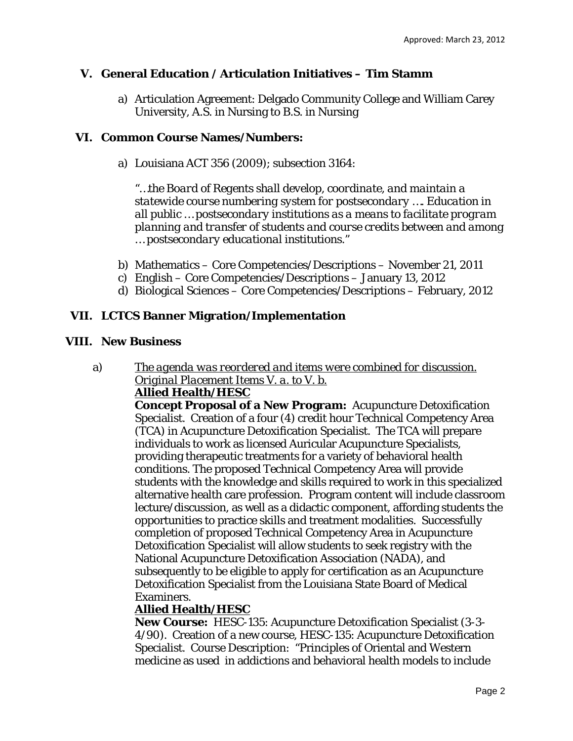## V. General Education / Articulation Initiatives – Tim Stamm

a) Articulation Agreement: Delgado Community College and William Carey University, A.S. in Nursing to B.S. in Nursing

## VI. Common Course Names/Numbers:

a) Louisiana ACT 356 (2009); subsection 3164:

*"…the Board of Regents shall develop, coordinate, and maintain a statewide course numbering system for postsecondary …. Education in all public … postsecondary institutions as a means to facilitate program planning and transfer of students and course credits between and among … postsecondary educational institutions."*

b) Mathematics – Core Competencies/Descriptions – November 21, 2011
c) English – Core Competencies/Descriptions – January 13, 2012
d) Biological Sciences – Core Competencies/Descriptions – February, 2012

## VII. LCTCS Banner Migration/Implementation

## VIII. New Business

a) *The agenda was reordered and items were combined for discussion. Original Placement Items V. a. to V. b.*

**Allied Health/HESC**

**Concept Proposal of a New Program:** Acupuncture Detoxification Specialist. Creation of a four (4) credit hour Technical Competency Area (TCA) in Acupuncture Detoxification Specialist. The TCA will prepare individuals to work as licensed Auricular Acupuncture Specialists, providing therapeutic treatments for a variety of behavioral health conditions. The proposed Technical Competency Area will provide students with the knowledge and skills required to work in this specialized alternative health care profession. Program content will include classroom lecture/discussion, as well as a didactic component, affording students the opportunities to practice skills and treatment modalities. Successfully completion of proposed Technical Competency Area in Acupuncture Detoxification Specialist will allow students to seek registry with the National Acupuncture Detoxification Association (NADA), and subsequently to be eligible to apply for certification as an Acupuncture Detoxification Specialist from the Louisiana State Board of Medical Examiners.

**Allied Health/HESC**

**New Course:** HESC-135: Acupuncture Detoxification Specialist (3-3-4/90). Creation of a new course, HESC-135: Acupuncture Detoxification Specialist. Course Description: "Principles of Oriental and Western medicine as used in addictions and behavioral health models to include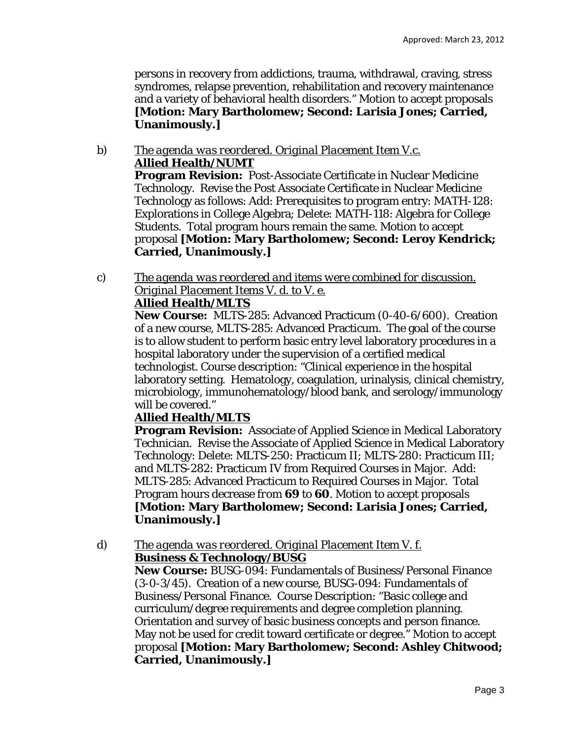persons in recovery from addictions, trauma, withdrawal, craving, stress syndromes, relapse prevention, rehabilitation and recovery maintenance and a variety of behavioral health disorders." Motion to accept proposals **[Motion: Mary Bartholomew; Second: Larisia Jones; Carried, Unanimously.]**

b) *The agenda was reordered. Original Placement Item V.c.*
**Allied Health/NUMT**
**Program Revision:** Post-Associate Certificate in Nuclear Medicine Technology. Revise the Post Associate Certificate in Nuclear Medicine Technology as follows: Add: Prerequisites to program entry: MATH-128: Explorations in College Algebra; Delete: MATH-118: Algebra for College Students. Total program hours remain the same. Motion to accept proposal **[Motion: Mary Bartholomew; Second: Leroy Kendrick; Carried, Unanimously.]**

c) *The agenda was reordered and items were combined for discussion. Original Placement Items V. d. to V. e.*
**Allied Health/MLTS**
**New Course:** MLTS-285: Advanced Practicum (0-40-6/600). Creation of a new course, MLTS-285: Advanced Practicum. The goal of the course is to allow student to perform basic entry level laboratory procedures in a hospital laboratory under the supervision of a certified medical technologist. Course description: "Clinical experience in the hospital laboratory setting. Hematology, coagulation, urinalysis, clinical chemistry, microbiology, immunohematology/blood bank, and serology/immunology will be covered."
**Allied Health/MLTS**
**Program Revision:** Associate of Applied Science in Medical Laboratory Technician. Revise the Associate of Applied Science in Medical Laboratory Technology: Delete: MLTS-250: Practicum II; MLTS-280: Practicum III; and MLTS-282: Practicum IV from Required Courses in Major. Add: MLTS-285: Advanced Practicum to Required Courses in Major. Total Program hours decrease from **69** to **60**. Motion to accept proposals **[Motion: Mary Bartholomew; Second: Larisia Jones; Carried, Unanimously.]**

d) *The agenda was reordered. Original Placement Item V. f.*
**Business & Technology/BUSG**
**New Course:** BUSG-094: Fundamentals of Business/Personal Finance (3-0-3/45). Creation of a new course, BUSG-094: Fundamentals of Business/Personal Finance. Course Description: "Basic college and curriculum/degree requirements and degree completion planning. Orientation and survey of basic business concepts and person finance. May not be used for credit toward certificate or degree." Motion to accept proposal **[Motion: Mary Bartholomew; Second: Ashley Chitwood; Carried, Unanimously.]**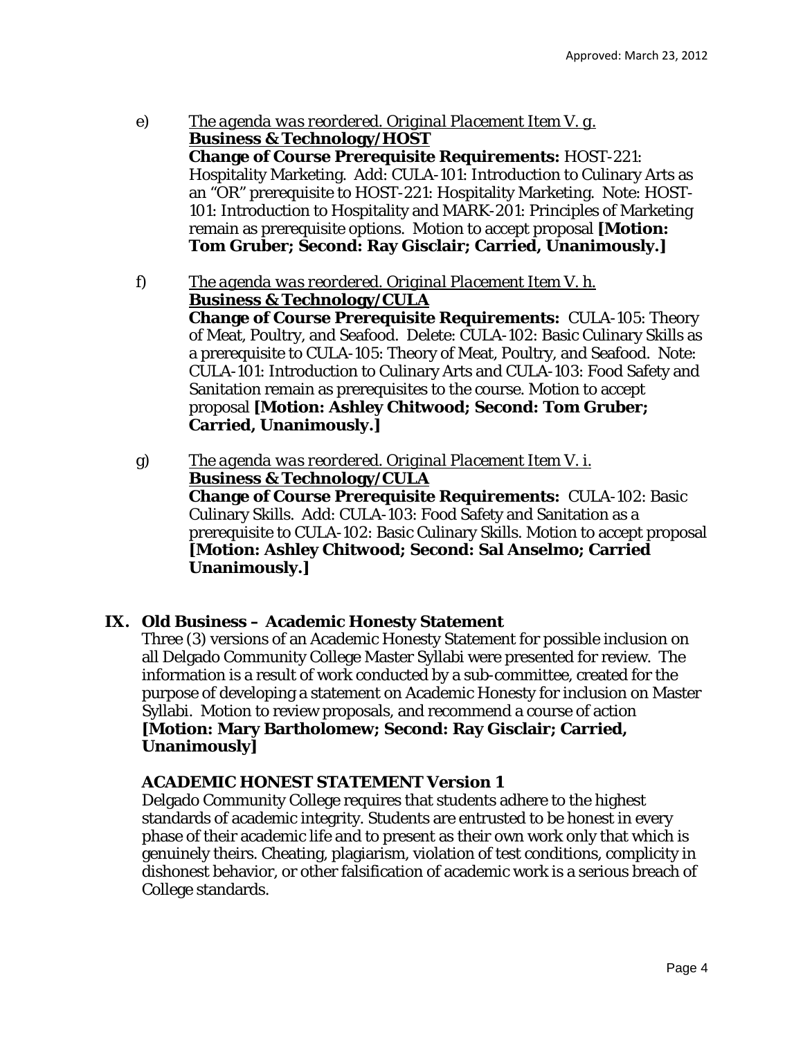e) *The agenda was reordered. Original Placement Item V. g.*
   **Business & Technology/HOST**
   **Change of Course Prerequisite Requirements:** HOST-221: Hospitality Marketing. Add: CULA-101: Introduction to Culinary Arts as an "OR" prerequisite to HOST-221: Hospitality Marketing. Note: HOST-101: Introduction to Hospitality and MARK-201: Principles of Marketing remain as prerequisite options. Motion to accept proposal **[Motion: Tom Gruber; Second: Ray Gisclair; Carried, Unanimously.]**

f) *The agenda was reordered. Original Placement Item V. h.*
   **Business & Technology/CULA**
   **Change of Course Prerequisite Requirements:** CULA-105: Theory of Meat, Poultry, and Seafood. Delete: CULA-102: Basic Culinary Skills as a prerequisite to CULA-105: Theory of Meat, Poultry, and Seafood. Note: CULA-101: Introduction to Culinary Arts and CULA-103: Food Safety and Sanitation remain as prerequisites to the course. Motion to accept proposal **[Motion: Ashley Chitwood; Second: Tom Gruber; Carried, Unanimously.]**

g) *The agenda was reordered. Original Placement Item V. i.*
   **Business & Technology/CULA**
   **Change of Course Prerequisite Requirements:** CULA-102: Basic Culinary Skills. Add: CULA-103: Food Safety and Sanitation as a prerequisite to CULA-102: Basic Culinary Skills. Motion to accept proposal **[Motion: Ashley Chitwood; Second: Sal Anselmo; Carried Unanimously.]**

## IX. Old Business – Academic Honesty Statement

Three (3) versions of an Academic Honesty Statement for possible inclusion on all Delgado Community College Master Syllabi were presented for review. The information is a result of work conducted by a sub-committee, created for the purpose of developing a statement on Academic Honesty for inclusion on Master Syllabi. Motion to review proposals, and recommend a course of action **[Motion: Mary Bartholomew; Second: Ray Gisclair; Carried, Unanimously]**

### ACADEMIC HONEST STATEMENT Version 1

Delgado Community College requires that students adhere to the highest standards of academic integrity. Students are entrusted to be honest in every phase of their academic life and to present as their own work only that which is genuinely theirs. Cheating, plagiarism, violation of test conditions, complicity in dishonest behavior, or other falsification of academic work is a serious breach of College standards.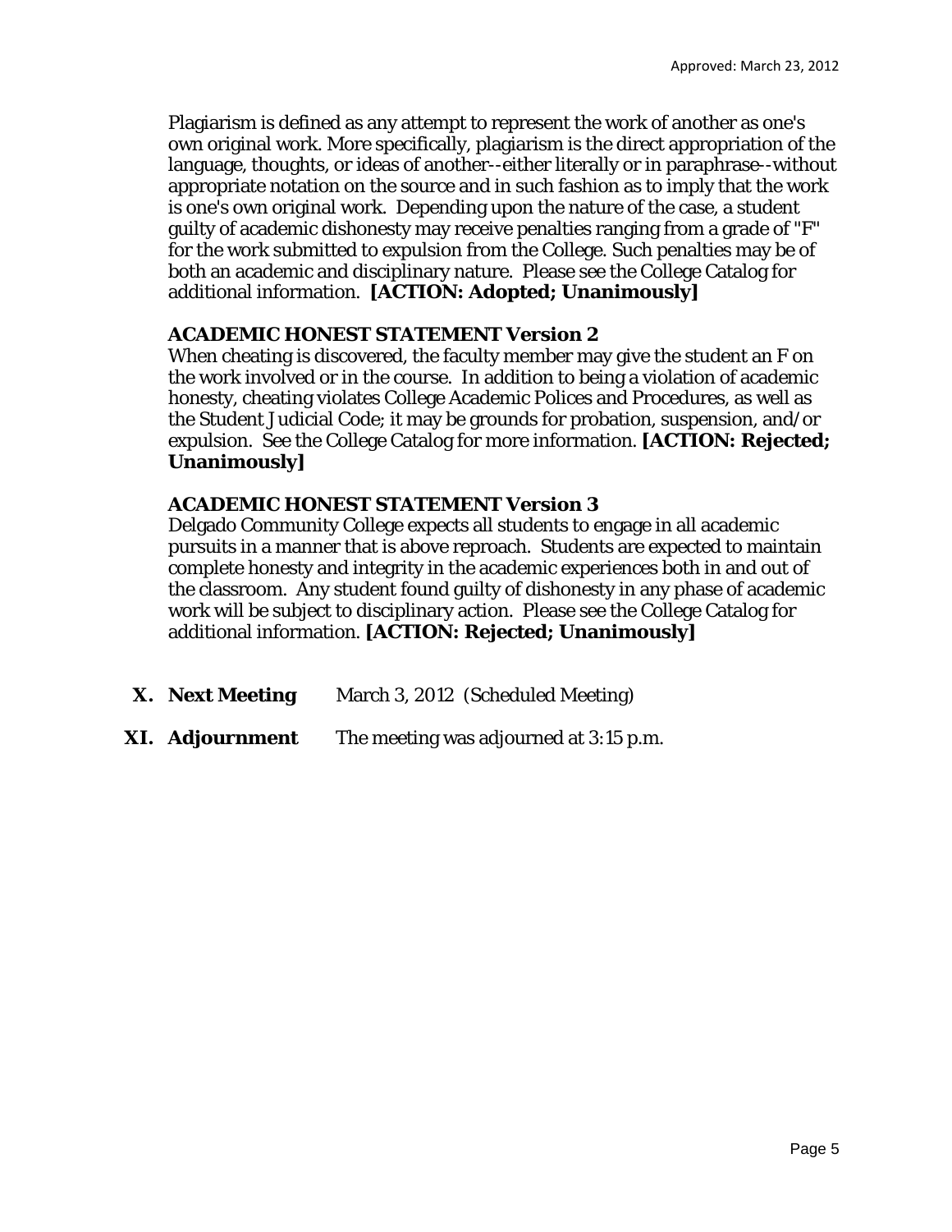Plagiarism is defined as any attempt to represent the work of another as one's own original work. More specifically, plagiarism is the direct appropriation of the language, thoughts, or ideas of another--either literally or in paraphrase--without appropriate notation on the source and in such fashion as to imply that the work is one's own original work. Depending upon the nature of the case, a student guilty of academic dishonesty may receive penalties ranging from a grade of "F" for the work submitted to expulsion from the College. Such penalties may be of both an academic and disciplinary nature. Please see the College Catalog for additional information. **[ACTION: Adopted; Unanimously]**

**ACADEMIC HONEST STATEMENT Version 2**

When cheating is discovered, the faculty member may give the student an F on the work involved or in the course. In addition to being a violation of academic honesty, cheating violates College Academic Polices and Procedures, as well as the Student Judicial Code; it may be grounds for probation, suspension, and/or expulsion. See the College Catalog for more information. **[ACTION: Rejected; Unanimously]**

**ACADEMIC HONEST STATEMENT Version 3**

Delgado Community College expects all students to engage in all academic pursuits in a manner that is above reproach. Students are expected to maintain complete honesty and integrity in the academic experiences both in and out of the classroom. Any student found guilty of dishonesty in any phase of academic work will be subject to disciplinary action. Please see the College Catalog for additional information. **[ACTION: Rejected; Unanimously]**

**X. Next Meeting** March 3, 2012 (Scheduled Meeting)

**XI. Adjournment** The meeting was adjourned at 3:15 p.m.